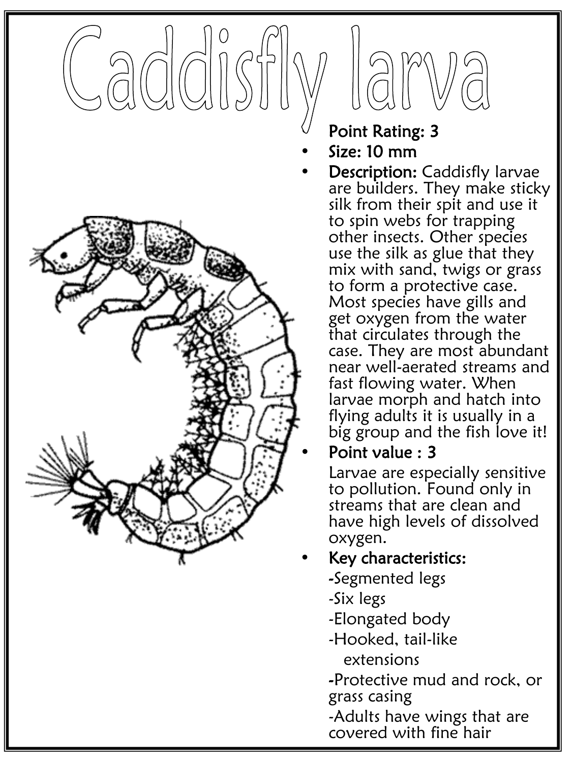# Caddisfly larva

**Point Rating: 3**

- **Size: 10 mm**
- **Description:** Caddisfly larvae are builders. They make sticky silk from their spit and use it to spin webs for trapping other insects. Other species use the silk as glue that they mix with sand, twigs or grass to form a protective case. Most species have gills and get oxygen from the water that circulates through the case. They are most abundant near well-aerated streams and fast flowing water. When larvae morph and hatch into flying adults it is usually in a big group and the fish love it!
- **Point value : 3**

  Larvae are especially sensitive to pollution. Found only in streams that are clean and have high levels of dissolved oxygen.
- **Key characteristics:**

  -Segmented legs

  -Six legs

  -Elongated body

  -Hooked, tail-like extensions

  -Protective mud and rock, or grass casing

  -Adults have wings that are covered with fine hair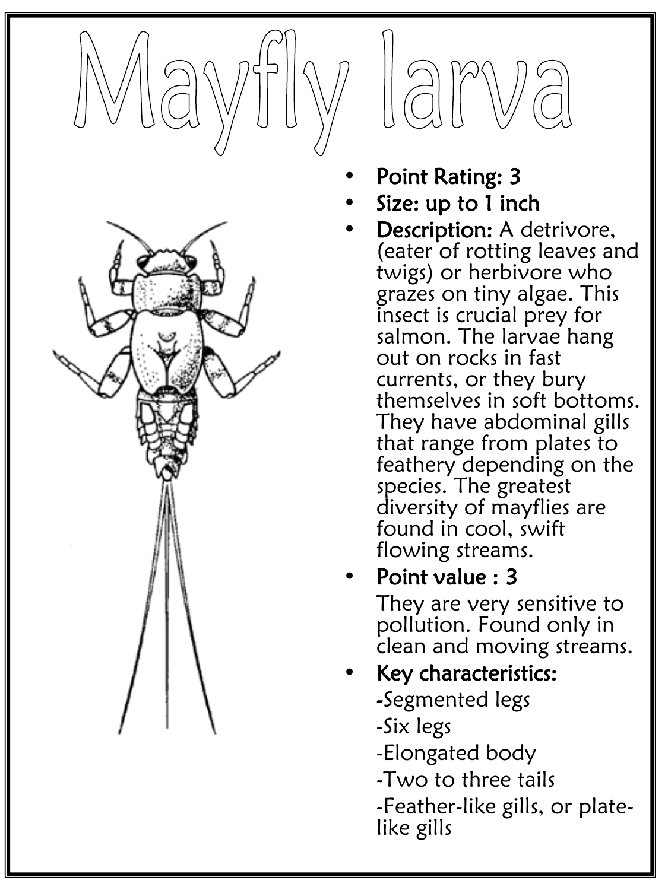# Mayfly larva

- **Point Rating: 3**
- **Size: up to 1 inch**
- **Description:** A detrivore, (eater of rotting leaves and twigs) or herbivore who grazes on tiny algae. This insect is crucial prey for salmon. The larvae hang out on rocks in fast currents, or they bury themselves in soft bottoms. They have abdominal gills that range from plates to feathery depending on the species. The greatest diversity of mayflies are found in cool, swift flowing streams.
- **Point value : 3**

  They are very sensitive to pollution. Found only in clean and moving streams.
- **Key characteristics:**

  -Segmented legs

  -Six legs

  -Elongated body

  -Two to three tails

  -Feather-like gills, or plate-like gills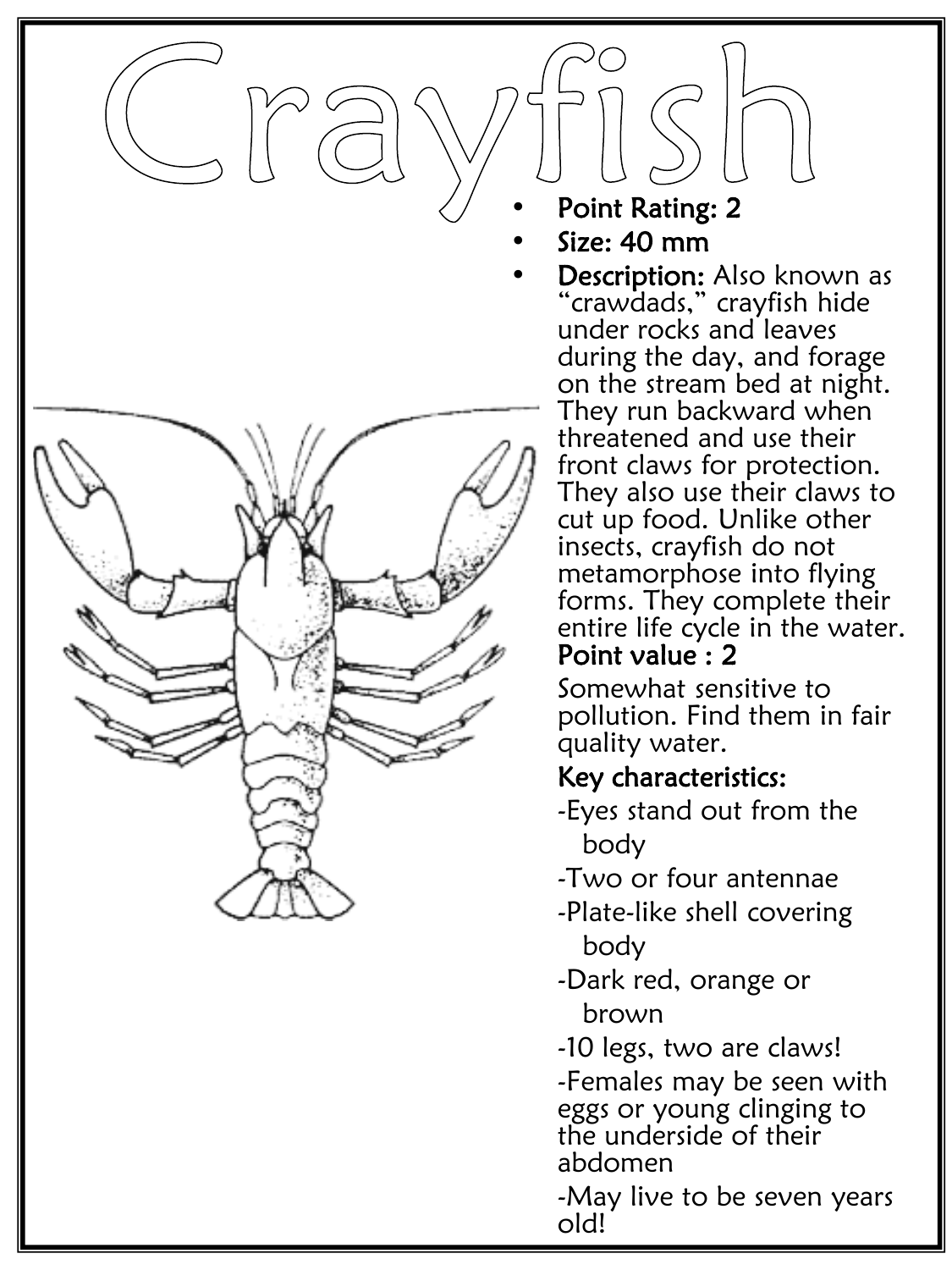# Crayfish

- **Point Rating: 2**
- **Size: 40 mm**
- **Description:** Also known as "crawdads," crayfish hide under rocks and leaves during the day, and forage on the stream bed at night. They run backward when threatened and use their front claws for protection. They also use their claws to cut up food. Unlike other insects, crayfish do not metamorphose into flying forms. They complete their entire life cycle in the water.

**Point value : 2**

Somewhat sensitive to pollution. Find them in fair quality water.

**Key characteristics:**

-Eyes stand out from the body

-Two or four antennae

-Plate-like shell covering body

-Dark red, orange or brown

-10 legs, two are claws!

-Females may be seen with eggs or young clinging to the underside of their abdomen

-May live to be seven years old!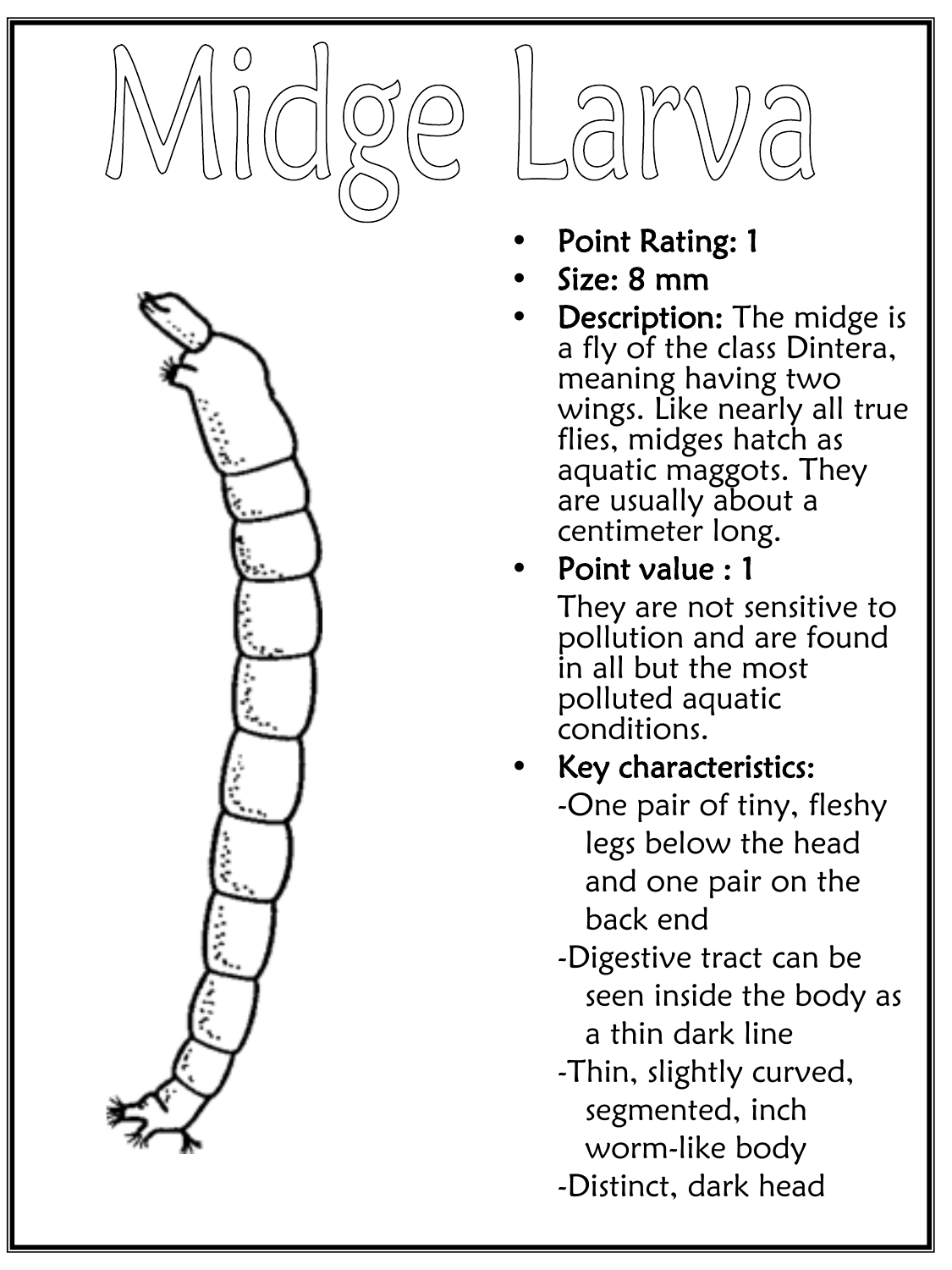# Midge Larva

- **Point Rating: 1**
- **Size: 8 mm**
- **Description:** The midge is a fly of the class Dintera, meaning having two wings. Like nearly all true flies, midges hatch as aquatic maggots. They are usually about a centimeter long.
- **Point value : 1**

  They are not sensitive to pollution and are found in all but the most polluted aquatic conditions.
- **Key characteristics:**

  -One pair of tiny, fleshy legs below the head and one pair on the back end

  -Digestive tract can be seen inside the body as a thin dark line

  -Thin, slightly curved, segmented, inch worm-like body

  -Distinct, dark head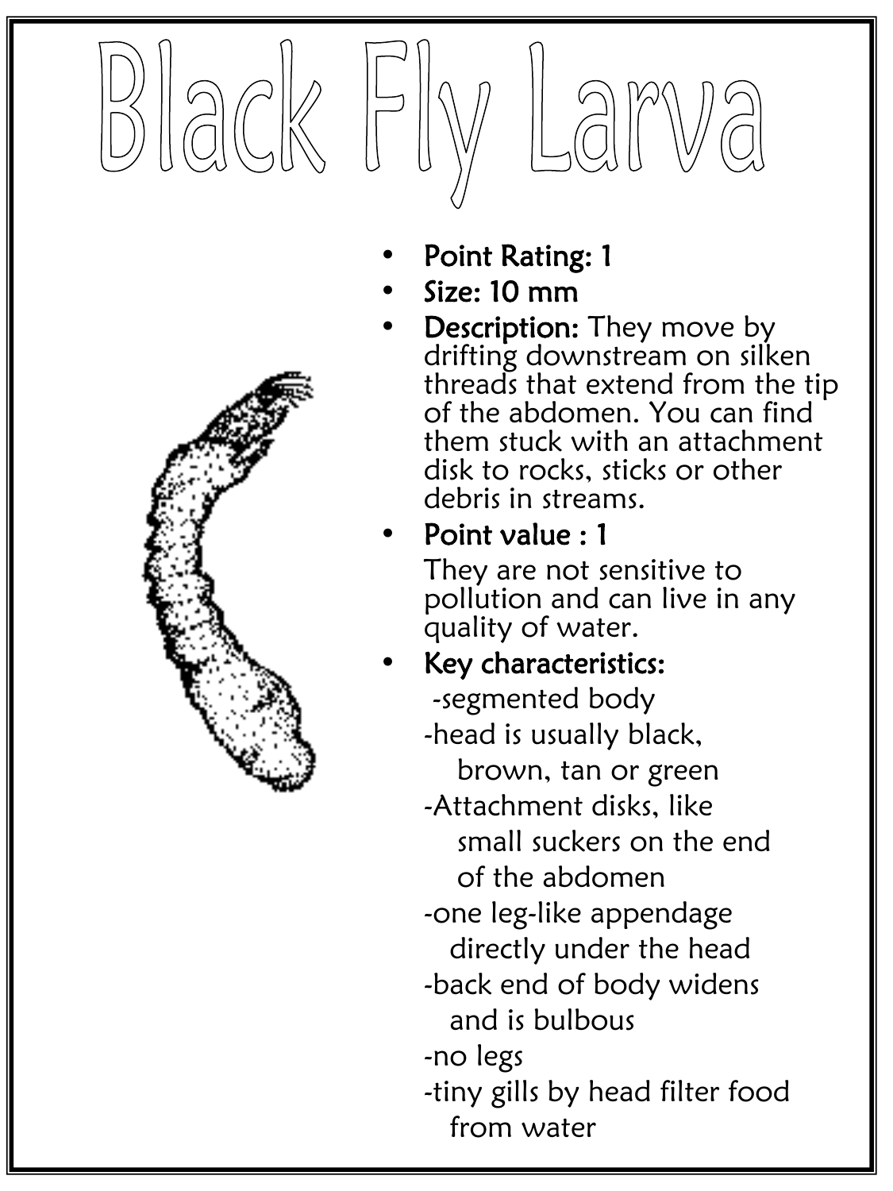# Black Fly Larva

- **Point Rating: 1**
- **Size: 10 mm**
- **Description:** They move by drifting downstream on silken threads that extend from the tip of the abdomen. You can find them stuck with an attachment disk to rocks, sticks or other debris in streams.
- **Point value : 1**

  They are not sensitive to pollution and can live in any quality of water.
- **Key characteristics:**

  -segmented body

  -head is usually black, brown, tan or green

  -Attachment disks, like small suckers on the end of the abdomen

  -one leg-like appendage directly under the head

  -back end of body widens and is bulbous

  -no legs

  -tiny gills by head filter food from water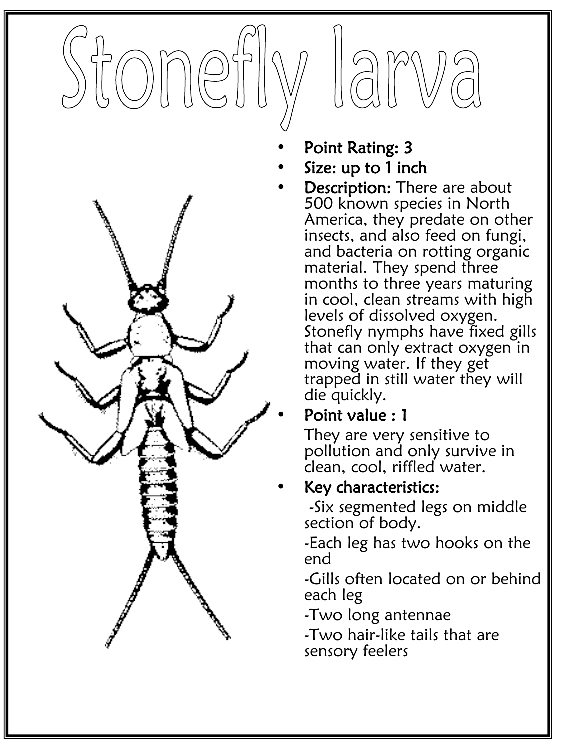# Stonefly larva

- **Point Rating: 3**
- **Size: up to 1 inch**
- **Description:** There are about 500 known species in North America, they predate on other insects, and also feed on fungi, and bacteria on rotting organic material. They spend three months to three years maturing in cool, clean streams with high levels of dissolved oxygen. Stonefly nymphs have fixed gills that can only extract oxygen in moving water. If they get trapped in still water they will die quickly.
- **Point value : 1**

  They are very sensitive to pollution and only survive in clean, cool, riffled water.
- **Key characteristics:**

  -Six segmented legs on middle section of body.

  -Each leg has two hooks on the end

  -Gills often located on or behind each leg

  -Two long antennae

  -Two hair-like tails that are sensory feelers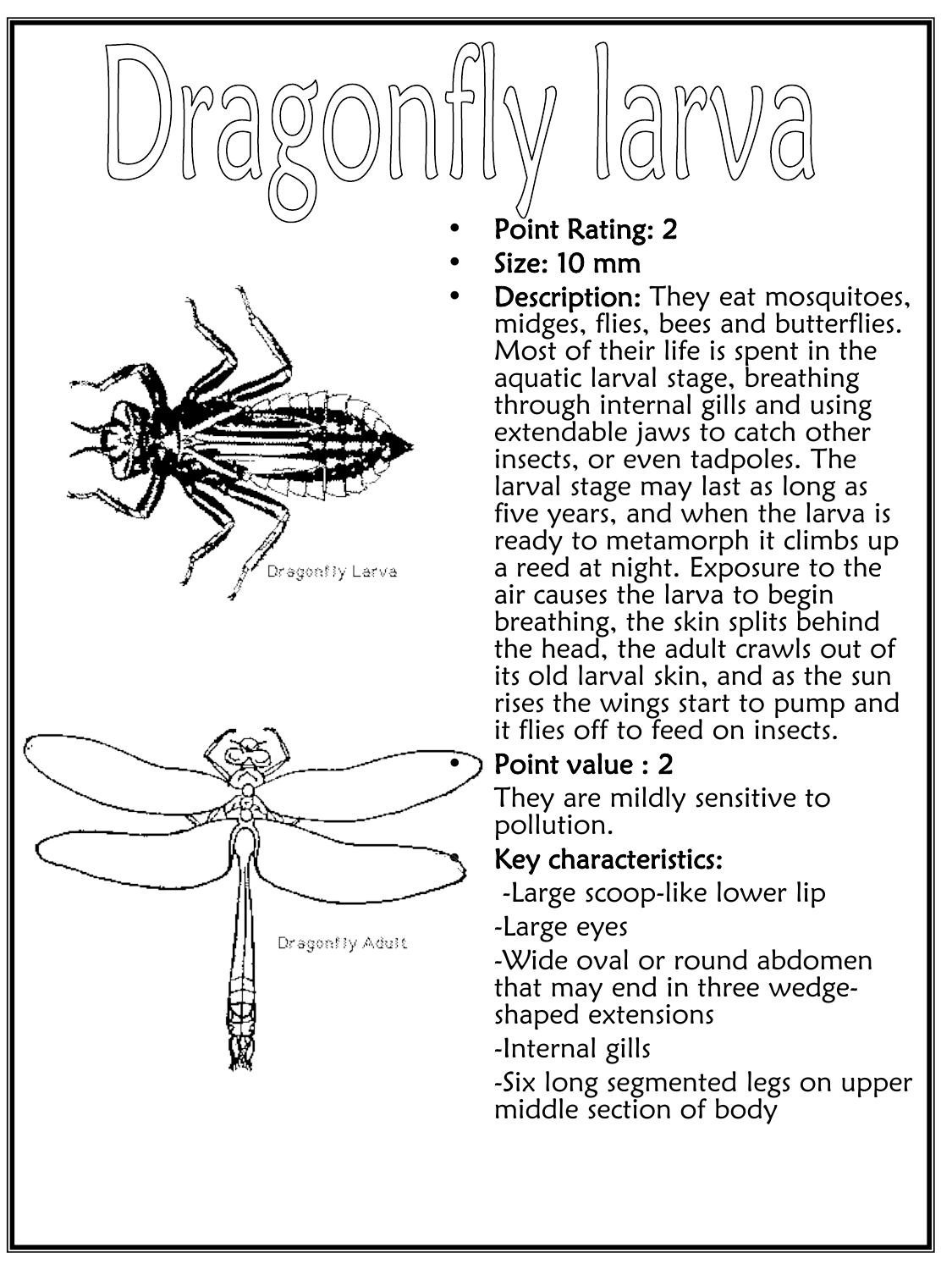# Dragonfly larva

- **Point Rating:** 2
- **Size:** 10 mm
- **Description:** They eat mosquitoes, midges, flies, bees and butterflies. Most of their life is spent in the aquatic larval stage, breathing through internal gills and using extendable jaws to catch other insects, or even tadpoles. The larval stage may last as long as five years, and when the larva is ready to metamorph it climbs up a reed at night. Exposure to the air causes the larva to begin breathing, the skin splits behind the head, the adult crawls out of its old larval skin, and as the sun rises the wings start to pump and it flies off to feed on insects.
- **Point value : 2**

  They are mildly sensitive to pollution.
- **Key characteristics:**

  -Large scoop-like lower lip

  -Large eyes

  -Wide oval or round abdomen that may end in three wedge-shaped extensions

  -Internal gills

  -Six long segmented legs on upper middle section of body

Dragonfly Larva

Dragonfly Adult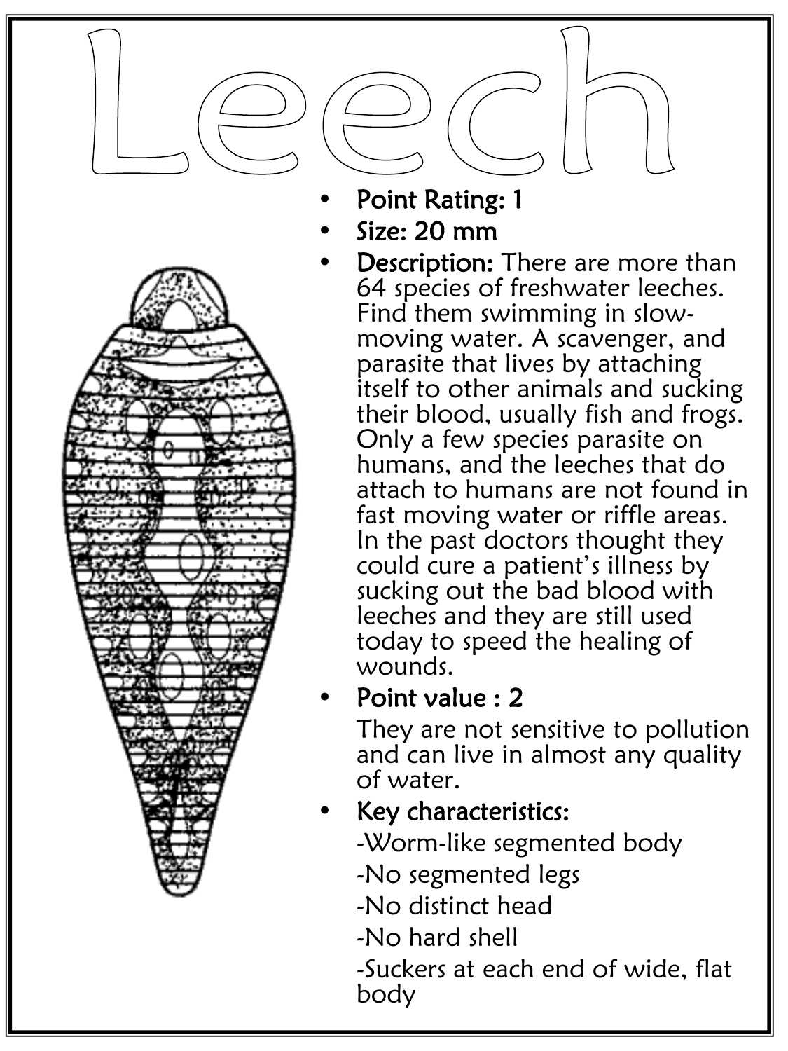# Leech

- **Point Rating:** 1
- **Size:** 20 mm
- **Description:** There are more than 64 species of freshwater leeches. Find them swimming in slow-moving water. A scavenger, and parasite that lives by attaching itself to other animals and sucking their blood, usually fish and frogs. Only a few species parasite on humans, and the leeches that do attach to humans are not found in fast moving water or riffle areas. In the past doctors thought they could cure a patient's illness by sucking out the bad blood with leeches and they are still used today to speed the healing of wounds.
- **Point value :** 2

  They are not sensitive to pollution and can live in almost any quality of water.
- **Key characteristics:**

  -Worm-like segmented body

  -No segmented legs

  -No distinct head

  -No hard shell

  -Suckers at each end of wide, flat body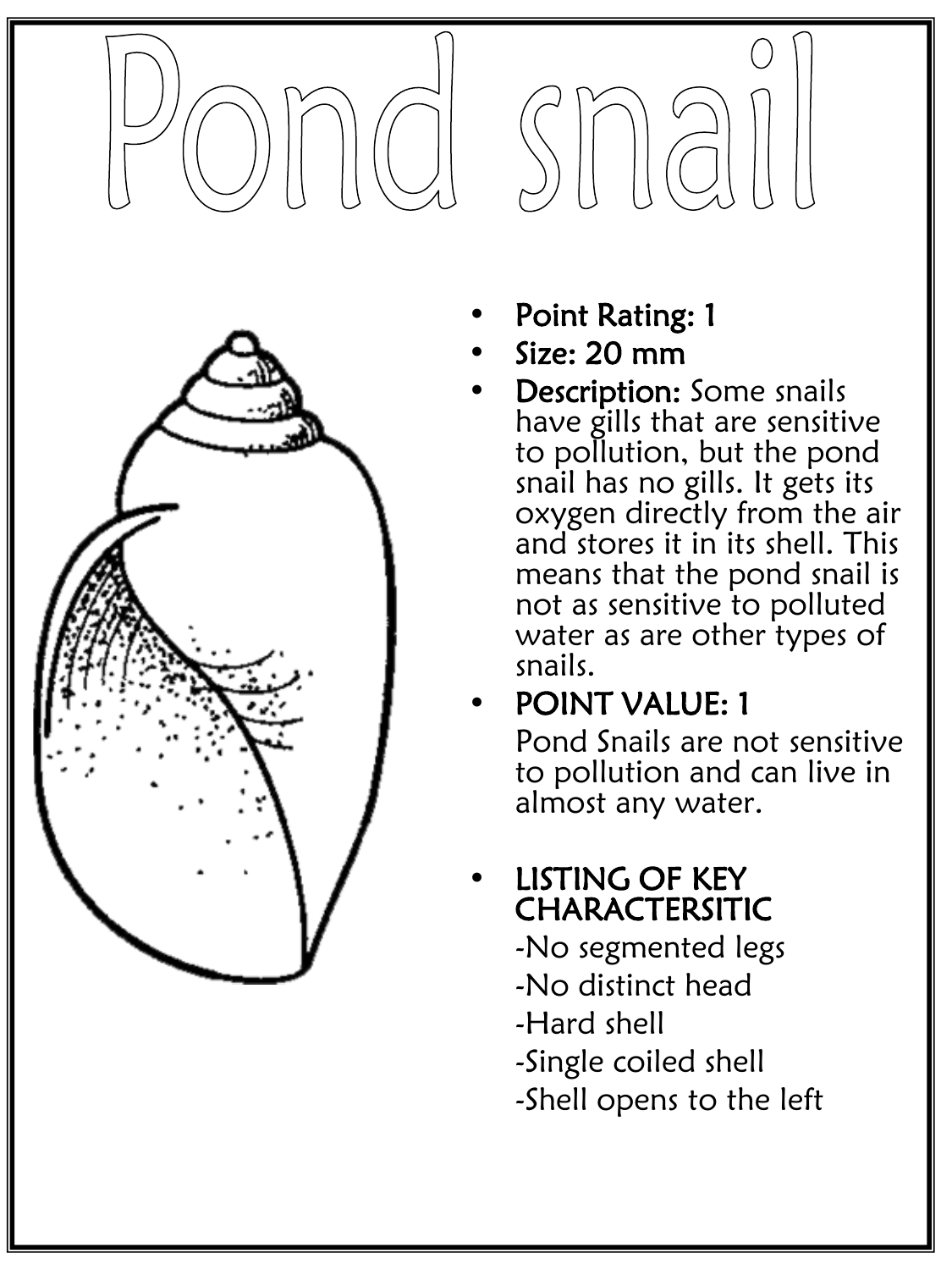# Pond snail

- **Point Rating: 1**
- **Size: 20 mm**
- **Description:** Some snails have gills that are sensitive to pollution, but the pond snail has no gills. It gets its oxygen directly from the air and stores it in its shell. This means that the pond snail is not as sensitive to polluted water as are other types of snails.
- **POINT VALUE: 1**

  Pond Snails are not sensitive to pollution and can live in almost any water.

- **LISTING OF KEY CHARACTERSITIC**

  -No segmented legs

  -No distinct head

  -Hard shell

  -Single coiled shell

  -Shell opens to the left